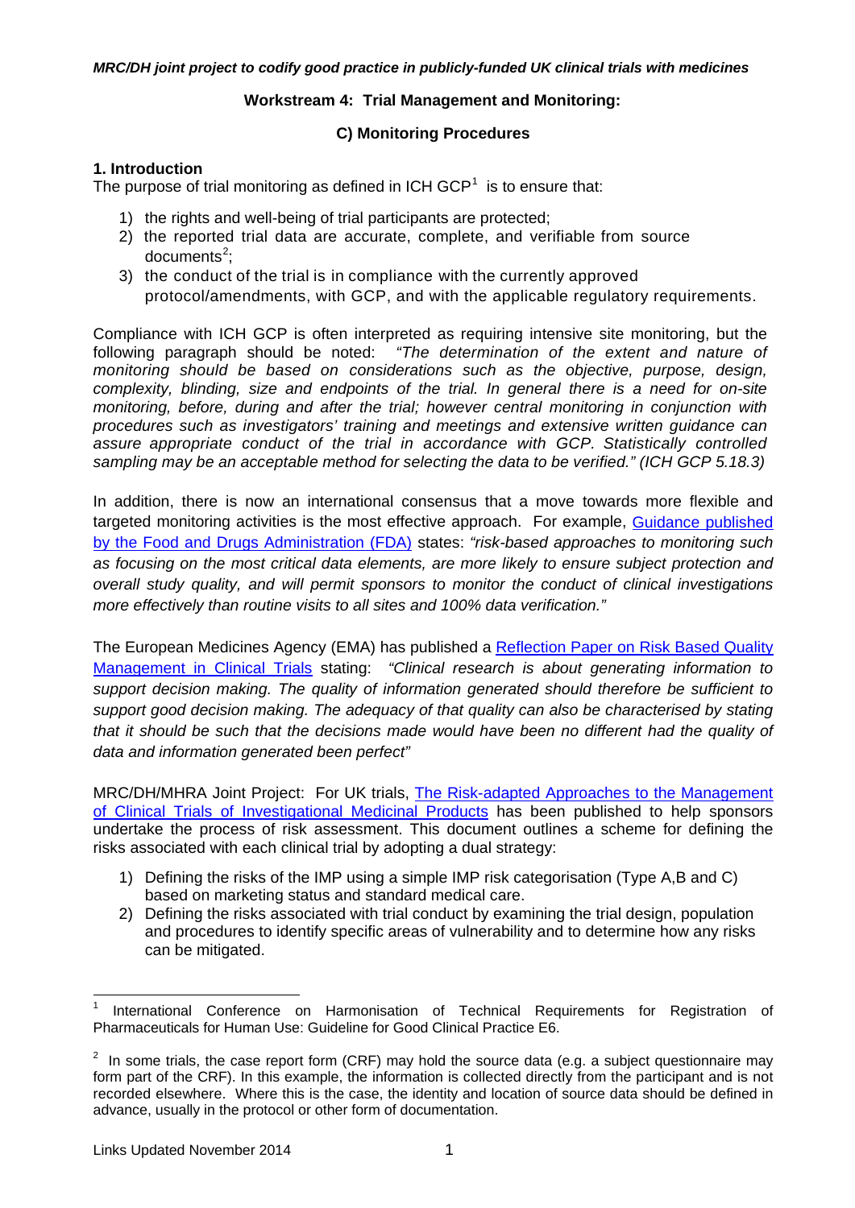*MRC/DH joint project to codify good practice in publicly-funded UK clinical trials with medicines*

## Workstream 4: Trial Management and Monitoring:

## C) Monitoring Procedures

### 1. Introduction

The purpose of trial monitoring as defined in ICH GCP[1] is to ensure that:

1) the rights and well-being of trial participants are protected;
2) the reported trial data are accurate, complete, and verifiable from source documents[2];
3) the conduct of the trial is in compliance with the currently approved protocol/amendments, with GCP, and with the applicable regulatory requirements.

Compliance with ICH GCP is often interpreted as requiring intensive site monitoring, but the following paragraph should be noted: *"The determination of the extent and nature of monitoring should be based on considerations such as the objective, purpose, design, complexity, blinding, size and endpoints of the trial. In general there is a need for on-site monitoring, before, during and after the trial; however central monitoring in conjunction with procedures such as investigators' training and meetings and extensive written guidance can assure appropriate conduct of the trial in accordance with GCP. Statistically controlled sampling may be an acceptable method for selecting the data to be verified." (ICH GCP 5.18.3)*

In addition, there is now an international consensus that a move towards more flexible and targeted monitoring activities is the most effective approach. For example, Guidance published by the Food and Drugs Administration (FDA) states: *"risk-based approaches to monitoring such as focusing on the most critical data elements, are more likely to ensure subject protection and overall study quality, and will permit sponsors to monitor the conduct of clinical investigations more effectively than routine visits to all sites and 100% data verification."*

The European Medicines Agency (EMA) has published a Reflection Paper on Risk Based Quality Management in Clinical Trials stating: *"Clinical research is about generating information to support decision making. The quality of information generated should therefore be sufficient to support good decision making. The adequacy of that quality can also be characterised by stating that it should be such that the decisions made would have been no different had the quality of data and information generated been perfect"*

MRC/DH/MHRA Joint Project: For UK trials, The Risk-adapted Approaches to the Management of Clinical Trials of Investigational Medicinal Products has been published to help sponsors undertake the process of risk assessment. This document outlines a scheme for defining the risks associated with each clinical trial by adopting a dual strategy:

1) Defining the risks of the IMP using a simple IMP risk categorisation (Type A,B and C) based on marketing status and standard medical care.
2) Defining the risks associated with trial conduct by examining the trial design, population and procedures to identify specific areas of vulnerability and to determine how any risks can be mitigated.

---

[1] International Conference on Harmonisation of Technical Requirements for Registration of Pharmaceuticals for Human Use: Guideline for Good Clinical Practice E6.

[2] In some trials, the case report form (CRF) may hold the source data (e.g. a subject questionnaire may form part of the CRF). In this example, the information is collected directly from the participant and is not recorded elsewhere. Where this is the case, the identity and location of source data should be defined in advance, usually in the protocol or other form of documentation.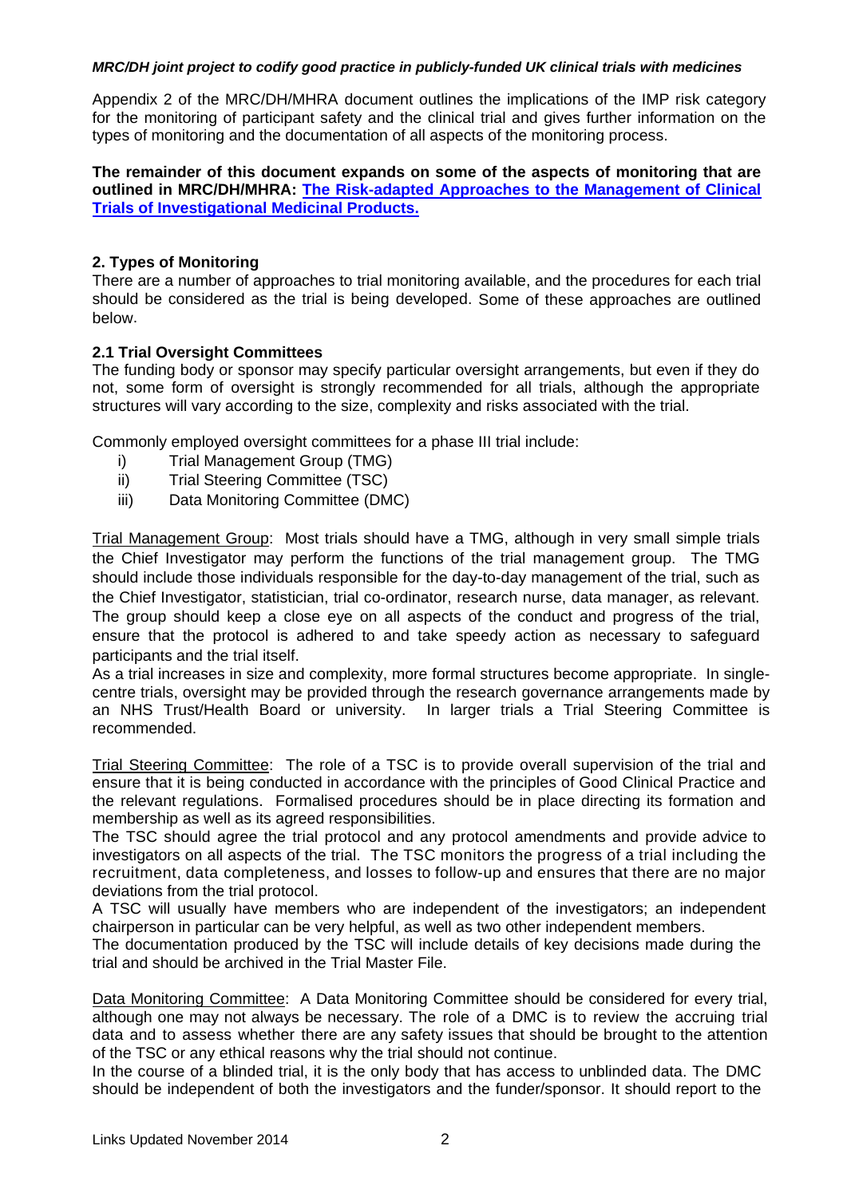Appendix 2 of the MRC/DH/MHRA document outlines the implications of the IMP risk category for the monitoring of participant safety and the clinical trial and gives further information on the types of monitoring and the documentation of all aspects of the monitoring process.

**The remainder of this document expands on some of the aspects of monitoring that are outlined in MRC/DH/MHRA: The Risk-adapted Approaches to the Management of Clinical Trials of Investigational Medicinal Products.**

## 2. Types of Monitoring

There are a number of approaches to trial monitoring available, and the procedures for each trial should be considered as the trial is being developed. Some of these approaches are outlined below.

### 2.1 Trial Oversight Committees

The funding body or sponsor may specify particular oversight arrangements, but even if they do not, some form of oversight is strongly recommended for all trials, although the appropriate structures will vary according to the size, complexity and risks associated with the trial.

Commonly employed oversight committees for a phase III trial include:

i) Trial Management Group (TMG)
ii) Trial Steering Committee (TSC)
iii) Data Monitoring Committee (DMC)

Trial Management Group: Most trials should have a TMG, although in very small simple trials the Chief Investigator may perform the functions of the trial management group. The TMG should include those individuals responsible for the day-to-day management of the trial, such as the Chief Investigator, statistician, trial co-ordinator, research nurse, data manager, as relevant. The group should keep a close eye on all aspects of the conduct and progress of the trial, ensure that the protocol is adhered to and take speedy action as necessary to safeguard participants and the trial itself.

As a trial increases in size and complexity, more formal structures become appropriate. In single-centre trials, oversight may be provided through the research governance arrangements made by an NHS Trust/Health Board or university. In larger trials a Trial Steering Committee is recommended.

Trial Steering Committee: The role of a TSC is to provide overall supervision of the trial and ensure that it is being conducted in accordance with the principles of Good Clinical Practice and the relevant regulations. Formalised procedures should be in place directing its formation and membership as well as its agreed responsibilities.

The TSC should agree the trial protocol and any protocol amendments and provide advice to investigators on all aspects of the trial. The TSC monitors the progress of a trial including the recruitment, data completeness, and losses to follow-up and ensures that there are no major deviations from the trial protocol.

A TSC will usually have members who are independent of the investigators; an independent chairperson in particular can be very helpful, as well as two other independent members.

The documentation produced by the TSC will include details of key decisions made during the trial and should be archived in the Trial Master File.

Data Monitoring Committee: A Data Monitoring Committee should be considered for every trial, although one may not always be necessary. The role of a DMC is to review the accruing trial data and to assess whether there are any safety issues that should be brought to the attention of the TSC or any ethical reasons why the trial should not continue.

In the course of a blinded trial, it is the only body that has access to unblinded data. The DMC should be independent of both the investigators and the funder/sponsor. It should report to the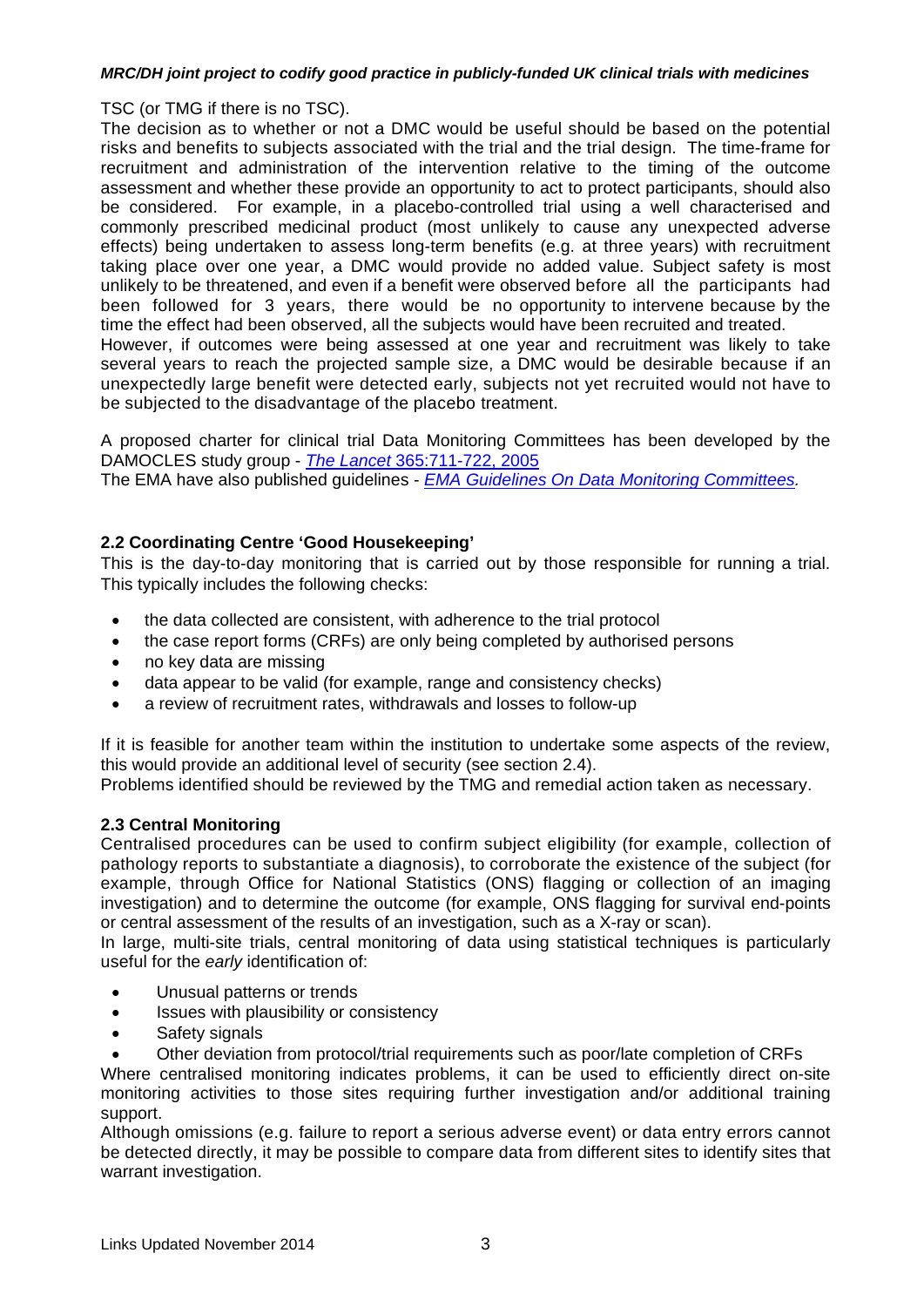TSC (or TMG if there is no TSC).

The decision as to whether or not a DMC would be useful should be based on the potential risks and benefits to subjects associated with the trial and the trial design. The time-frame for recruitment and administration of the intervention relative to the timing of the outcome assessment and whether these provide an opportunity to act to protect participants, should also be considered. For example, in a placebo-controlled trial using a well characterised and commonly prescribed medicinal product (most unlikely to cause any unexpected adverse effects) being undertaken to assess long-term benefits (e.g. at three years) with recruitment taking place over one year, a DMC would provide no added value. Subject safety is most unlikely to be threatened, and even if a benefit were observed before all the participants had been followed for 3 years, there would be no opportunity to intervene because by the time the effect had been observed, all the subjects would have been recruited and treated.

However, if outcomes were being assessed at one year and recruitment was likely to take several years to reach the projected sample size, a DMC would be desirable because if an unexpectedly large benefit were detected early, subjects not yet recruited would not have to be subjected to the disadvantage of the placebo treatment.

A proposed charter for clinical trial Data Monitoring Committees has been developed by the DAMOCLES study group - *The Lancet* 365:711-722, 2005

The EMA have also published guidelines - *EMA Guidelines On Data Monitoring Committees*.

### 2.2 Coordinating Centre 'Good Housekeeping'

This is the day-to-day monitoring that is carried out by those responsible for running a trial. This typically includes the following checks:

- the data collected are consistent, with adherence to the trial protocol
- the case report forms (CRFs) are only being completed by authorised persons
- no key data are missing
- data appear to be valid (for example, range and consistency checks)
- a review of recruitment rates, withdrawals and losses to follow-up

If it is feasible for another team within the institution to undertake some aspects of the review, this would provide an additional level of security (see section 2.4).

Problems identified should be reviewed by the TMG and remedial action taken as necessary.

### 2.3 Central Monitoring

Centralised procedures can be used to confirm subject eligibility (for example, collection of pathology reports to substantiate a diagnosis), to corroborate the existence of the subject (for example, through Office for National Statistics (ONS) flagging or collection of an imaging investigation) and to determine the outcome (for example, ONS flagging for survival end-points or central assessment of the results of an investigation, such as a X-ray or scan).

In large, multi-site trials, central monitoring of data using statistical techniques is particularly useful for the *early* identification of:

- Unusual patterns or trends
- Issues with plausibility or consistency
- Safety signals
- Other deviation from protocol/trial requirements such as poor/late completion of CRFs

Where centralised monitoring indicates problems, it can be used to efficiently direct on-site monitoring activities to those sites requiring further investigation and/or additional training support.

Although omissions (e.g. failure to report a serious adverse event) or data entry errors cannot be detected directly, it may be possible to compare data from different sites to identify sites that warrant investigation.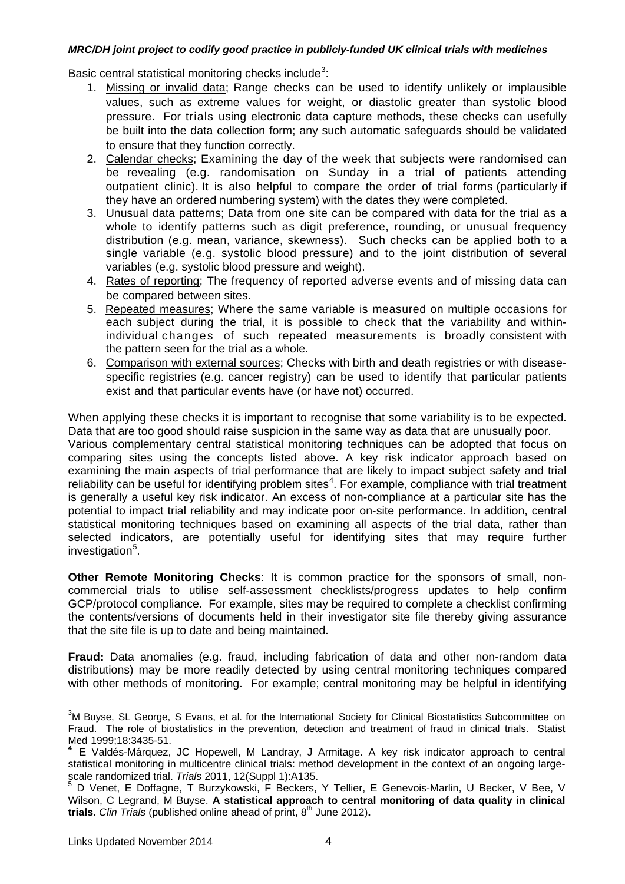Basic central statistical monitoring checks include[3]:

1. Missing or invalid data; Range checks can be used to identify unlikely or implausible values, such as extreme values for weight, or diastolic greater than systolic blood pressure. For trials using electronic data capture methods, these checks can usefully be built into the data collection form; any such automatic safeguards should be validated to ensure that they function correctly.
2. Calendar checks; Examining the day of the week that subjects were randomised can be revealing (e.g. randomisation on Sunday in a trial of patients attending outpatient clinic). It is also helpful to compare the order of trial forms (particularly if they have an ordered numbering system) with the dates they were completed.
3. Unusual data patterns; Data from one site can be compared with data for the trial as a whole to identify patterns such as digit preference, rounding, or unusual frequency distribution (e.g. mean, variance, skewness). Such checks can be applied both to a single variable (e.g. systolic blood pressure) and to the joint distribution of several variables (e.g. systolic blood pressure and weight).
4. Rates of reporting; The frequency of reported adverse events and of missing data can be compared between sites.
5. Repeated measures; Where the same variable is measured on multiple occasions for each subject during the trial, it is possible to check that the variability and within-individual changes of such repeated measurements is broadly consistent with the pattern seen for the trial as a whole.
6. Comparison with external sources; Checks with birth and death registries or with disease-specific registries (e.g. cancer registry) can be used to identify that particular patients exist and that particular events have (or have not) occurred.

When applying these checks it is important to recognise that some variability is to be expected. Data that are too good should raise suspicion in the same way as data that are unusually poor. Various complementary central statistical monitoring techniques can be adopted that focus on comparing sites using the concepts listed above. A key risk indicator approach based on examining the main aspects of trial performance that are likely to impact subject safety and trial reliability can be useful for identifying problem sites[4]. For example, compliance with trial treatment is generally a useful key risk indicator. An excess of non-compliance at a particular site has the potential to impact trial reliability and may indicate poor on-site performance. In addition, central statistical monitoring techniques based on examining all aspects of the trial data, rather than selected indicators, are potentially useful for identifying sites that may require further investigation[5].

**Other Remote Monitoring Checks**: It is common practice for the sponsors of small, non-commercial trials to utilise self-assessment checklists/progress updates to help confirm GCP/protocol compliance. For example, sites may be required to complete a checklist confirming the contents/versions of documents held in their investigator site file thereby giving assurance that the site file is up to date and being maintained.

**Fraud:** Data anomalies (e.g. fraud, including fabrication of data and other non-random data distributions) may be more readily detected by using central monitoring techniques compared with other methods of monitoring. For example; central monitoring may be helpful in identifying

---

[3] M Buyse, SL George, S Evans, et al. for the International Society for Clinical Biostatistics Subcommittee on Fraud. The role of biostatistics in the prevention, detection and treatment of fraud in clinical trials. Statist Med 1999;18:3435-51.

[4] E Valdés-Márquez, JC Hopewell, M Landray, J Armitage. A key risk indicator approach to central statistical monitoring in multicentre clinical trials: method development in the context of an ongoing large-scale randomized trial. *Trials* 2011, 12(Suppl 1):A135.

[5] D Venet, E Doffagne, T Burzykowski, F Beckers, Y Tellier, E Genevois-Marlin, U Becker, V Bee, V Wilson, C Legrand, M Buyse. **A statistical approach to central monitoring of data quality in clinical trials.** *Clin Trials* (published online ahead of print, 8th June 2012)**.**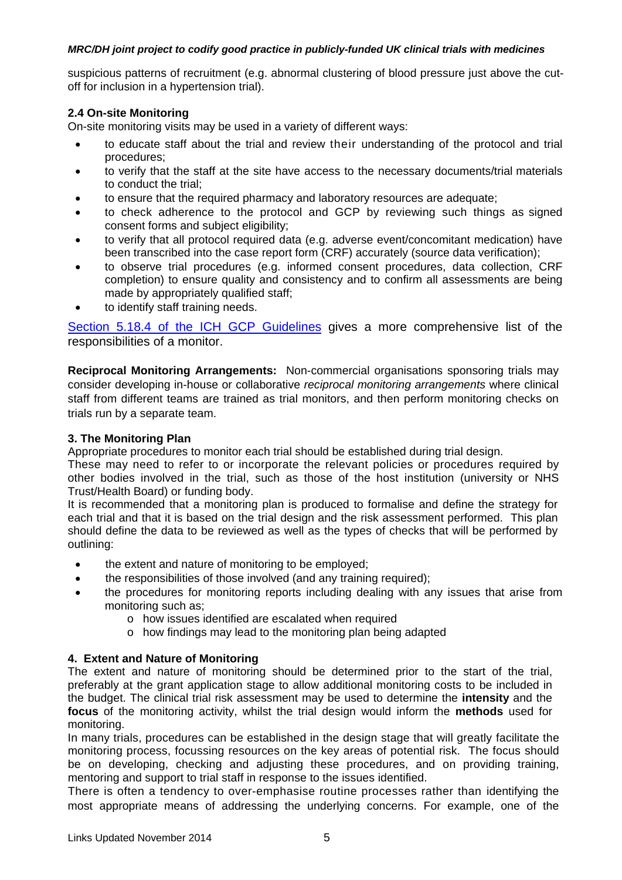suspicious patterns of recruitment (e.g. abnormal clustering of blood pressure just above the cut-off for inclusion in a hypertension trial).

### 2.4 On-site Monitoring

On-site monitoring visits may be used in a variety of different ways:

- to educate staff about the trial and review their understanding of the protocol and trial procedures;
- to verify that the staff at the site have access to the necessary documents/trial materials to conduct the trial;
- to ensure that the required pharmacy and laboratory resources are adequate;
- to check adherence to the protocol and GCP by reviewing such things as signed consent forms and subject eligibility;
- to verify that all protocol required data (e.g. adverse event/concomitant medication) have been transcribed into the case report form (CRF) accurately (source data verification);
- to observe trial procedures (e.g. informed consent procedures, data collection, CRF completion) to ensure quality and consistency and to confirm all assessments are being made by appropriately qualified staff;
- to identify staff training needs.

Section 5.18.4 of the ICH GCP Guidelines gives a more comprehensive list of the responsibilities of a monitor.

**Reciprocal Monitoring Arrangements:** Non-commercial organisations sponsoring trials may consider developing in-house or collaborative *reciprocal monitoring arrangements* where clinical staff from different teams are trained as trial monitors, and then perform monitoring checks on trials run by a separate team.

## 3. The Monitoring Plan

Appropriate procedures to monitor each trial should be established during trial design.

These may need to refer to or incorporate the relevant policies or procedures required by other bodies involved in the trial, such as those of the host institution (university or NHS Trust/Health Board) or funding body.

It is recommended that a monitoring plan is produced to formalise and define the strategy for each trial and that it is based on the trial design and the risk assessment performed. This plan should define the data to be reviewed as well as the types of checks that will be performed by outlining:

- the extent and nature of monitoring to be employed;
- the responsibilities of those involved (and any training required);
- the procedures for monitoring reports including dealing with any issues that arise from monitoring such as;
  - how issues identified are escalated when required
  - how findings may lead to the monitoring plan being adapted

## 4. Extent and Nature of Monitoring

The extent and nature of monitoring should be determined prior to the start of the trial, preferably at the grant application stage to allow additional monitoring costs to be included in the budget. The clinical trial risk assessment may be used to determine the **intensity** and the **focus** of the monitoring activity, whilst the trial design would inform the **methods** used for monitoring.

In many trials, procedures can be established in the design stage that will greatly facilitate the monitoring process, focussing resources on the key areas of potential risk. The focus should be on developing, checking and adjusting these procedures, and on providing training, mentoring and support to trial staff in response to the issues identified.

There is often a tendency to over-emphasise routine processes rather than identifying the most appropriate means of addressing the underlying concerns. For example, one of the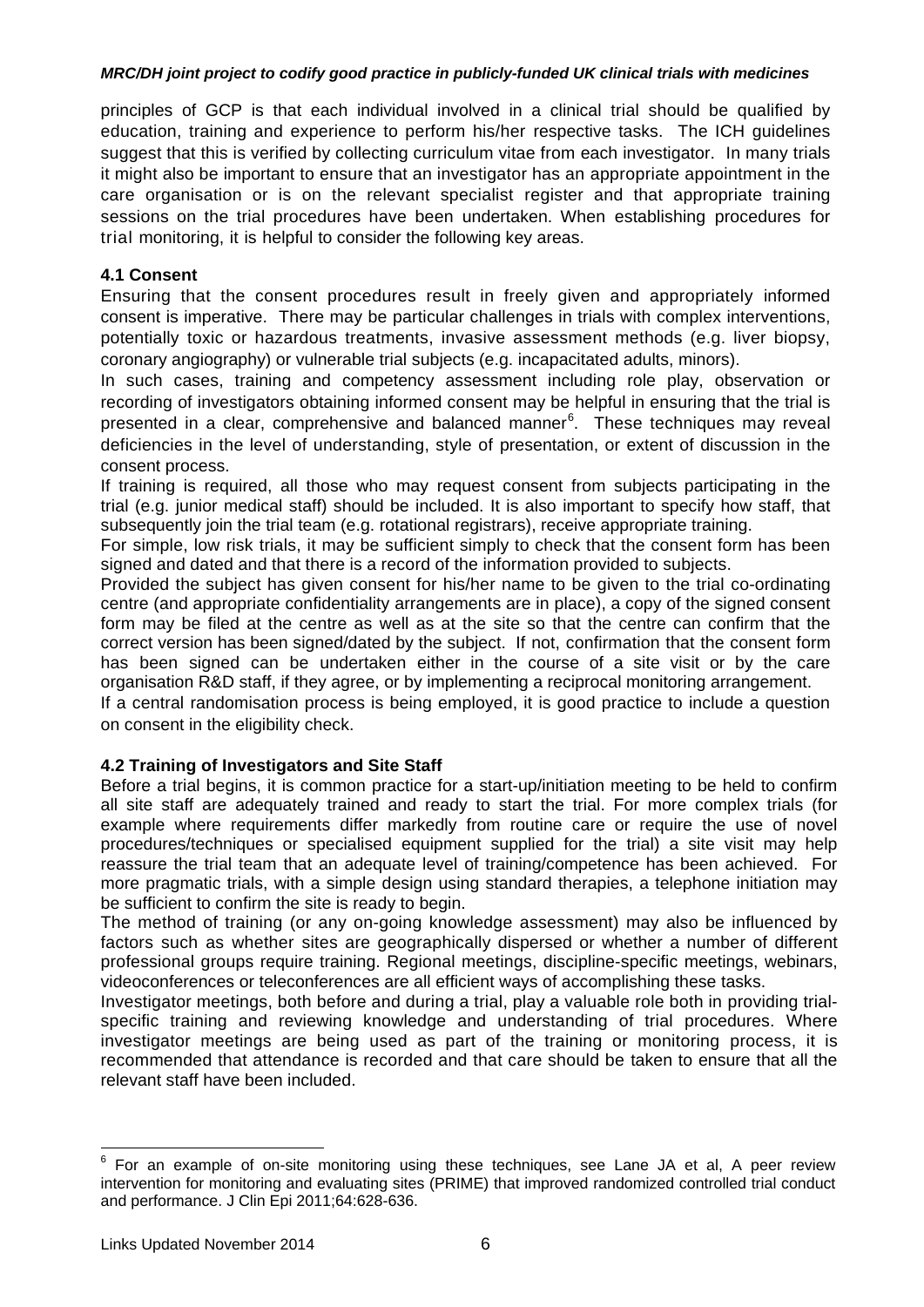principles of GCP is that each individual involved in a clinical trial should be qualified by education, training and experience to perform his/her respective tasks. The ICH guidelines suggest that this is verified by collecting curriculum vitae from each investigator. In many trials it might also be important to ensure that an investigator has an appropriate appointment in the care organisation or is on the relevant specialist register and that appropriate training sessions on the trial procedures have been undertaken. When establishing procedures for trial monitoring, it is helpful to consider the following key areas.

### 4.1 Consent

Ensuring that the consent procedures result in freely given and appropriately informed consent is imperative. There may be particular challenges in trials with complex interventions, potentially toxic or hazardous treatments, invasive assessment methods (e.g. liver biopsy, coronary angiography) or vulnerable trial subjects (e.g. incapacitated adults, minors).

In such cases, training and competency assessment including role play, observation or recording of investigators obtaining informed consent may be helpful in ensuring that the trial is presented in a clear, comprehensive and balanced manner[6]. These techniques may reveal deficiencies in the level of understanding, style of presentation, or extent of discussion in the consent process.

If training is required, all those who may request consent from subjects participating in the trial (e.g. junior medical staff) should be included. It is also important to specify how staff, that subsequently join the trial team (e.g. rotational registrars), receive appropriate training.

For simple, low risk trials, it may be sufficient simply to check that the consent form has been signed and dated and that there is a record of the information provided to subjects.

Provided the subject has given consent for his/her name to be given to the trial co-ordinating centre (and appropriate confidentiality arrangements are in place), a copy of the signed consent form may be filed at the centre as well as at the site so that the centre can confirm that the correct version has been signed/dated by the subject. If not, confirmation that the consent form has been signed can be undertaken either in the course of a site visit or by the care organisation R&D staff, if they agree, or by implementing a reciprocal monitoring arrangement.

If a central randomisation process is being employed, it is good practice to include a question on consent in the eligibility check.

### 4.2 Training of Investigators and Site Staff

Before a trial begins, it is common practice for a start-up/initiation meeting to be held to confirm all site staff are adequately trained and ready to start the trial. For more complex trials (for example where requirements differ markedly from routine care or require the use of novel procedures/techniques or specialised equipment supplied for the trial) a site visit may help reassure the trial team that an adequate level of training/competence has been achieved. For more pragmatic trials, with a simple design using standard therapies, a telephone initiation may be sufficient to confirm the site is ready to begin.

The method of training (or any on-going knowledge assessment) may also be influenced by factors such as whether sites are geographically dispersed or whether a number of different professional groups require training. Regional meetings, discipline-specific meetings, webinars, videoconferences or teleconferences are all efficient ways of accomplishing these tasks.

Investigator meetings, both before and during a trial, play a valuable role both in providing trial-specific training and reviewing knowledge and understanding of trial procedures. Where investigator meetings are being used as part of the training or monitoring process, it is recommended that attendance is recorded and that care should be taken to ensure that all the relevant staff have been included.

---

[6] For an example of on-site monitoring using these techniques, see Lane JA et al, A peer review intervention for monitoring and evaluating sites (PRIME) that improved randomized controlled trial conduct and performance. J Clin Epi 2011;64:628-636.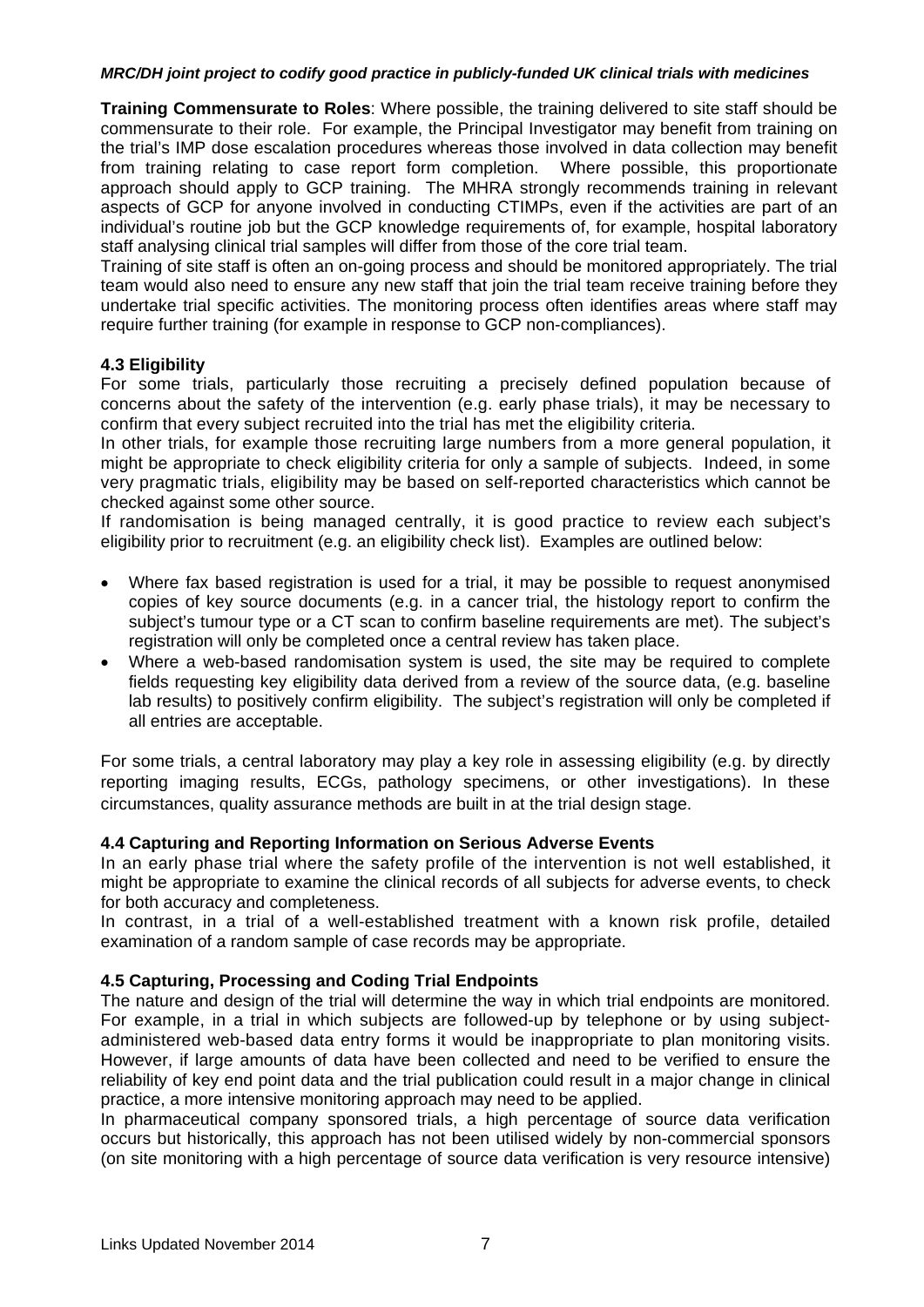**Training Commensurate to Roles**: Where possible, the training delivered to site staff should be commensurate to their role. For example, the Principal Investigator may benefit from training on the trial's IMP dose escalation procedures whereas those involved in data collection may benefit from training relating to case report form completion. Where possible, this proportionate approach should apply to GCP training. The MHRA strongly recommends training in relevant aspects of GCP for anyone involved in conducting CTIMPs, even if the activities are part of an individual's routine job but the GCP knowledge requirements of, for example, hospital laboratory staff analysing clinical trial samples will differ from those of the core trial team.

Training of site staff is often an on-going process and should be monitored appropriately. The trial team would also need to ensure any new staff that join the trial team receive training before they undertake trial specific activities. The monitoring process often identifies areas where staff may require further training (for example in response to GCP non-compliances).

### 4.3 Eligibility

For some trials, particularly those recruiting a precisely defined population because of concerns about the safety of the intervention (e.g. early phase trials), it may be necessary to confirm that every subject recruited into the trial has met the eligibility criteria.

In other trials, for example those recruiting large numbers from a more general population, it might be appropriate to check eligibility criteria for only a sample of subjects. Indeed, in some very pragmatic trials, eligibility may be based on self-reported characteristics which cannot be checked against some other source.

If randomisation is being managed centrally, it is good practice to review each subject's eligibility prior to recruitment (e.g. an eligibility check list). Examples are outlined below:

- Where fax based registration is used for a trial, it may be possible to request anonymised copies of key source documents (e.g. in a cancer trial, the histology report to confirm the subject's tumour type or a CT scan to confirm baseline requirements are met). The subject's registration will only be completed once a central review has taken place.
- Where a web-based randomisation system is used, the site may be required to complete fields requesting key eligibility data derived from a review of the source data, (e.g. baseline lab results) to positively confirm eligibility. The subject's registration will only be completed if all entries are acceptable.

For some trials, a central laboratory may play a key role in assessing eligibility (e.g. by directly reporting imaging results, ECGs, pathology specimens, or other investigations). In these circumstances, quality assurance methods are built in at the trial design stage.

### 4.4 Capturing and Reporting Information on Serious Adverse Events

In an early phase trial where the safety profile of the intervention is not well established, it might be appropriate to examine the clinical records of all subjects for adverse events, to check for both accuracy and completeness.

In contrast, in a trial of a well-established treatment with a known risk profile, detailed examination of a random sample of case records may be appropriate.

### 4.5 Capturing, Processing and Coding Trial Endpoints

The nature and design of the trial will determine the way in which trial endpoints are monitored. For example, in a trial in which subjects are followed-up by telephone or by using subject-administered web-based data entry forms it would be inappropriate to plan monitoring visits. However, if large amounts of data have been collected and need to be verified to ensure the reliability of key end point data and the trial publication could result in a major change in clinical practice, a more intensive monitoring approach may need to be applied.

In pharmaceutical company sponsored trials, a high percentage of source data verification occurs but historically, this approach has not been utilised widely by non-commercial sponsors (on site monitoring with a high percentage of source data verification is very resource intensive)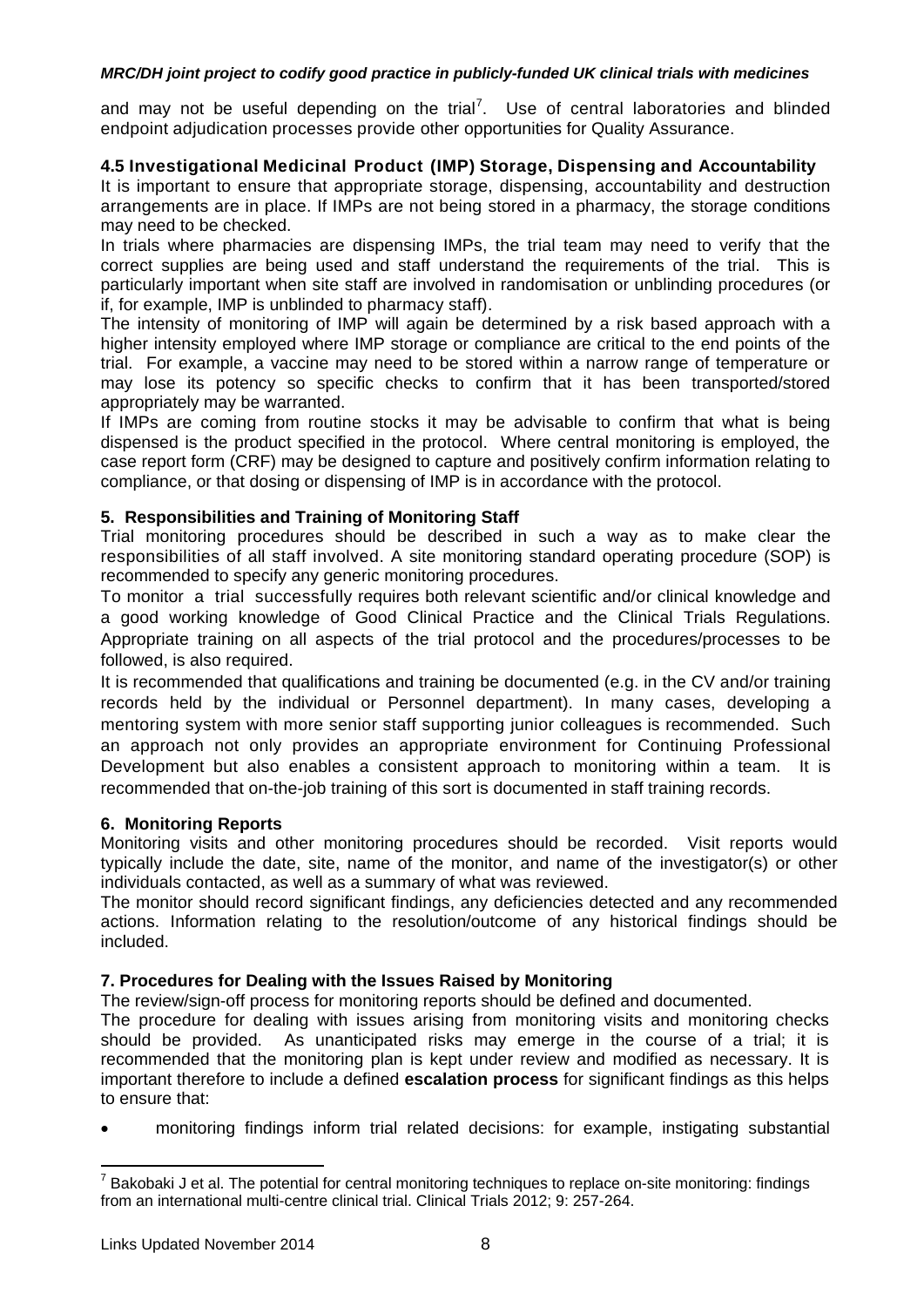and may not be useful depending on the trial[7]. Use of central laboratories and blinded endpoint adjudication processes provide other opportunities for Quality Assurance.

### 4.5 Investigational Medicinal Product (IMP) Storage, Dispensing and Accountability

It is important to ensure that appropriate storage, dispensing, accountability and destruction arrangements are in place. If IMPs are not being stored in a pharmacy, the storage conditions may need to be checked.

In trials where pharmacies are dispensing IMPs, the trial team may need to verify that the correct supplies are being used and staff understand the requirements of the trial. This is particularly important when site staff are involved in randomisation or unblinding procedures (or if, for example, IMP is unblinded to pharmacy staff).

The intensity of monitoring of IMP will again be determined by a risk based approach with a higher intensity employed where IMP storage or compliance are critical to the end points of the trial. For example, a vaccine may need to be stored within a narrow range of temperature or may lose its potency so specific checks to confirm that it has been transported/stored appropriately may be warranted.

If IMPs are coming from routine stocks it may be advisable to confirm that what is being dispensed is the product specified in the protocol. Where central monitoring is employed, the case report form (CRF) may be designed to capture and positively confirm information relating to compliance, or that dosing or dispensing of IMP is in accordance with the protocol.

## 5. Responsibilities and Training of Monitoring Staff

Trial monitoring procedures should be described in such a way as to make clear the responsibilities of all staff involved. A site monitoring standard operating procedure (SOP) is recommended to specify any generic monitoring procedures.

To monitor a trial successfully requires both relevant scientific and/or clinical knowledge and a good working knowledge of Good Clinical Practice and the Clinical Trials Regulations. Appropriate training on all aspects of the trial protocol and the procedures/processes to be followed, is also required.

It is recommended that qualifications and training be documented (e.g. in the CV and/or training records held by the individual or Personnel department). In many cases, developing a mentoring system with more senior staff supporting junior colleagues is recommended. Such an approach not only provides an appropriate environment for Continuing Professional Development but also enables a consistent approach to monitoring within a team. It is recommended that on-the-job training of this sort is documented in staff training records.

## 6. Monitoring Reports

Monitoring visits and other monitoring procedures should be recorded. Visit reports would typically include the date, site, name of the monitor, and name of the investigator(s) or other individuals contacted, as well as a summary of what was reviewed.

The monitor should record significant findings, any deficiencies detected and any recommended actions. Information relating to the resolution/outcome of any historical findings should be included.

## 7. Procedures for Dealing with the Issues Raised by Monitoring

The review/sign-off process for monitoring reports should be defined and documented.

The procedure for dealing with issues arising from monitoring visits and monitoring checks should be provided. As unanticipated risks may emerge in the course of a trial; it is recommended that the monitoring plan is kept under review and modified as necessary. It is important therefore to include a defined **escalation process** for significant findings as this helps to ensure that:

- monitoring findings inform trial related decisions: for example, instigating substantial

---

[7] Bakobaki J et al. The potential for central monitoring techniques to replace on-site monitoring: findings from an international multi-centre clinical trial. Clinical Trials 2012; 9: 257-264.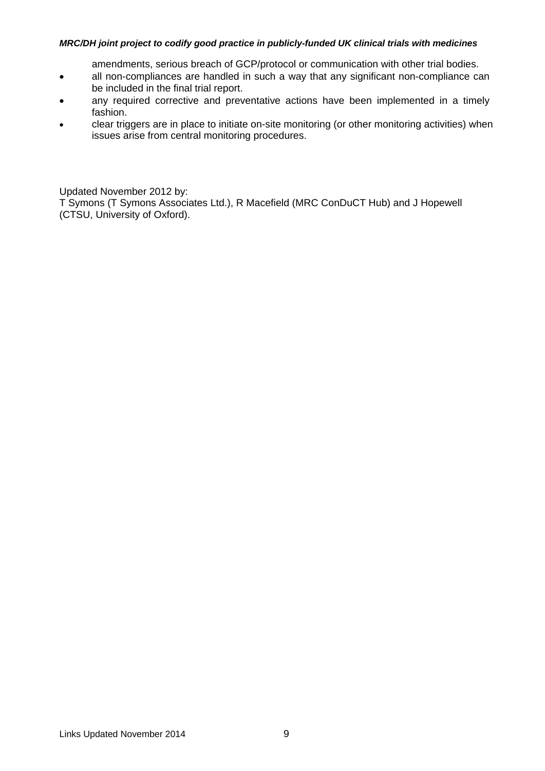amendments, serious breach of GCP/protocol or communication with other trial bodies.

- all non-compliances are handled in such a way that any significant non-compliance can be included in the final trial report.
- any required corrective and preventative actions have been implemented in a timely fashion.
- clear triggers are in place to initiate on-site monitoring (or other monitoring activities) when issues arise from central monitoring procedures.

Updated November 2012 by:
T Symons (T Symons Associates Ltd.), R Macefield (MRC ConDuCT Hub) and J Hopewell (CTSU, University of Oxford).